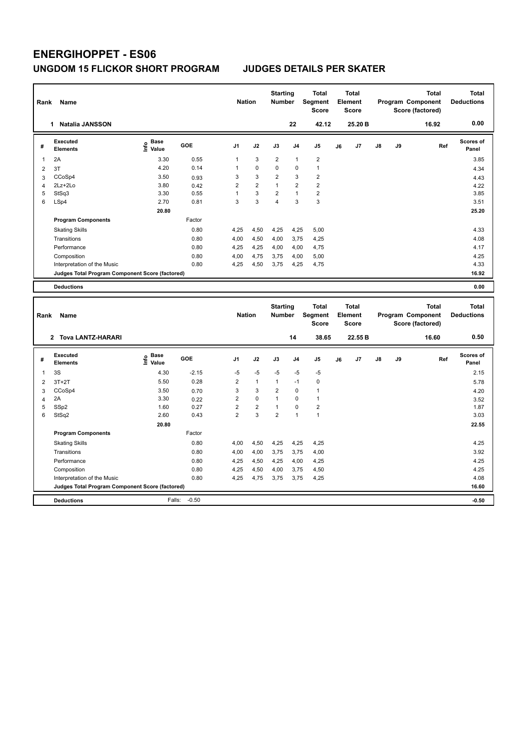# ENERGIHOPPET - ES06

## UNGDOM 15 FLICKOR SHORT PROGRAM — JUDGES DETAILS PER SKATER

| Rank | Name | Nation | Starting Number | Total Segment Score | Total Element Score | Total Program Component Score (factored) | Total Deductions |
|---|---|---|---|---|---|---|---|
| 1 | Natalia JANSSON | | 22 | 42.12 | 25.20 B | 16.92 | 0.00 |

| # | Executed Elements | Info | Base Value | GOE | J1 | J2 | J3 | J4 | J5 | J6 | J7 | J8 | J9 | Ref | Scores of Panel |
|---|---|---|---|---|---|---|---|---|---|---|---|---|---|---|---|
| 1 | 2A | | 3.30 | 0.55 | 1 | 3 | 2 | 1 | 2 | | | | | | 3.85 |
| 2 | 3T | | 4.20 | 0.14 | 1 | 0 | 0 | 0 | 1 | | | | | | 4.34 |
| 3 | CCoSp4 | | 3.50 | 0.93 | 3 | 3 | 2 | 3 | 2 | | | | | | 4.43 |
| 4 | 2Lz+2Lo | | 3.80 | 0.42 | 2 | 2 | 1 | 2 | 2 | | | | | | 4.22 |
| 5 | StSq3 | | 3.30 | 0.55 | 1 | 3 | 2 | 1 | 2 | | | | | | 3.85 |
| 6 | LSp4 | | 2.70 | 0.81 | 3 | 3 | 4 | 3 | 3 | | | | | | 3.51 |
| | | | 20.80 | | | | | | | | | | | | 25.20 |
| | **Program Components** | | | Factor | | | | | | | | | | | |
| | Skating Skills | | | 0.80 | 4,25 | 4,50 | 4,25 | 4,25 | 5,00 | | | | | | 4.33 |
| | Transitions | | | 0.80 | 4,00 | 4,50 | 4,00 | 3,75 | 4,25 | | | | | | 4.08 |
| | Performance | | | 0.80 | 4,25 | 4,25 | 4,00 | 4,00 | 4,75 | | | | | | 4.17 |
| | Composition | | | 0.80 | 4,00 | 4,75 | 3,75 | 4,00 | 5,00 | | | | | | 4.25 |
| | Interpretation of the Music | | | 0.80 | 4,25 | 4,50 | 3,75 | 4,25 | 4,75 | | | | | | 4.33 |
| | **Judges Total Program Component Score (factored)** | | | | | | | | | | | | | | 16.92 |
| | **Deductions** | | | | | | | | | | | | | | 0.00 |

| Rank | Name | Nation | Starting Number | Total Segment Score | Total Element Score | Total Program Component Score (factored) | Total Deductions |
|---|---|---|---|---|---|---|---|
| 2 | Tova LANTZ-HARARI | | 14 | 38.65 | 22.55 B | 16.60 | 0.50 |

| # | Executed Elements | Info | Base Value | GOE | J1 | J2 | J3 | J4 | J5 | J6 | J7 | J8 | J9 | Ref | Scores of Panel |
|---|---|---|---|---|---|---|---|---|---|---|---|---|---|---|---|
| 1 | 3S | | 4.30 | -2.15 | -5 | -5 | -5 | -5 | -5 | | | | | | 2.15 |
| 2 | 3T+2T | | 5.50 | 0.28 | 2 | 1 | 1 | -1 | 0 | | | | | | 5.78 |
| 3 | CCoSp4 | | 3.50 | 0.70 | 3 | 3 | 2 | 0 | 1 | | | | | | 4.20 |
| 4 | 2A | | 3.30 | 0.22 | 2 | 0 | 1 | 0 | 1 | | | | | | 3.52 |
| 5 | SSp2 | | 1.60 | 0.27 | 2 | 2 | 1 | 0 | 2 | | | | | | 1.87 |
| 6 | StSq2 | | 2.60 | 0.43 | 2 | 3 | 2 | 1 | 1 | | | | | | 3.03 |
| | | | 20.80 | | | | | | | | | | | | 22.55 |
| | **Program Components** | | | Factor | | | | | | | | | | | |
| | Skating Skills | | | 0.80 | 4,00 | 4,50 | 4,25 | 4,25 | 4,25 | | | | | | 4.25 |
| | Transitions | | | 0.80 | 4,00 | 4,00 | 3,75 | 3,75 | 4,00 | | | | | | 3.92 |
| | Performance | | | 0.80 | 4,25 | 4,50 | 4,25 | 4,00 | 4,25 | | | | | | 4.25 |
| | Composition | | | 0.80 | 4,25 | 4,50 | 4,00 | 3,75 | 4,50 | | | | | | 4.25 |
| | Interpretation of the Music | | | 0.80 | 4,25 | 4,75 | 3,75 | 3,75 | 4,25 | | | | | | 4.08 |
| | **Judges Total Program Component Score (factored)** | | | | | | | | | | | | | | 16.60 |
| | **Deductions** | | Falls: | -0.50 | | | | | | | | | | | -0.50 |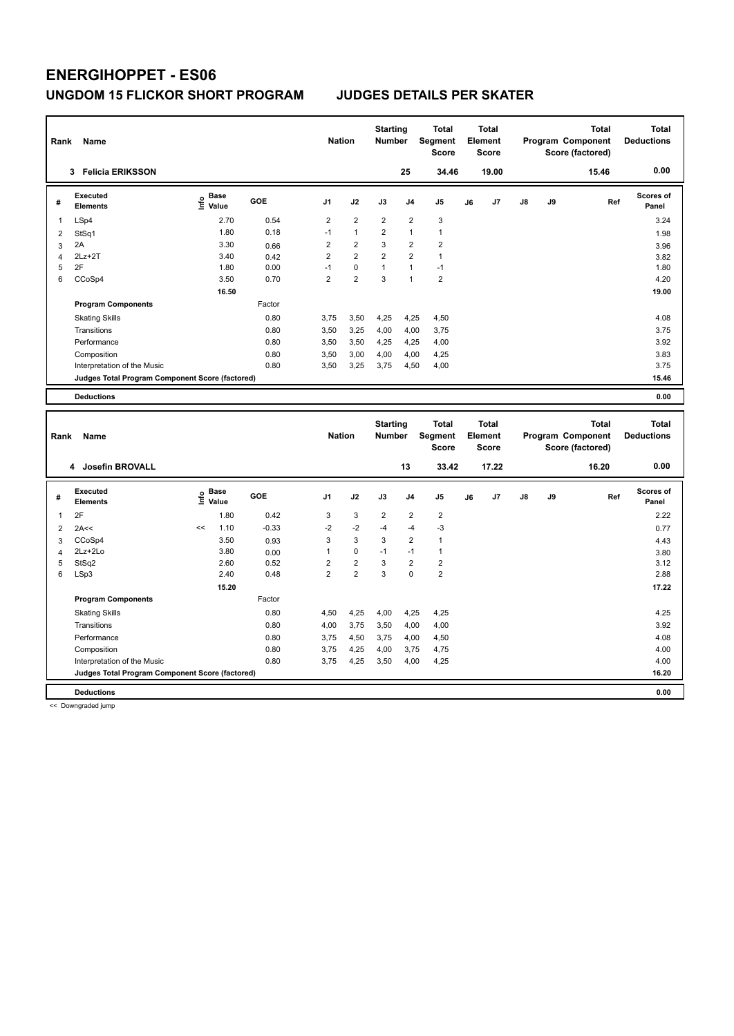# ENERGIHOPPET - ES06

## UNGDOM 15 FLICKOR SHORT PROGRAM JUDGES DETAILS PER SKATER

| Rank | Name | Nation | Starting Number | Total Segment Score | Total Element Score | Total Program Component Score (factored) | Total Deductions |
|---|---|---|---|---|---|---|---|
| 3 | Felicia ERIKSSON | | 25 | 34.46 | 19.00 | 15.46 | 0.00 |

| # | Executed Elements | Info | Base Value | GOE | J1 | J2 | J3 | J4 | J5 | J6 | J7 | J8 | J9 | Ref | Scores of Panel |
|---|---|---|---|---|---|---|---|---|---|---|---|---|---|---|---|
| 1 | LSp4 | | 2.70 | 0.54 | 2 | 2 | 2 | 2 | 3 | | | | | | 3.24 |
| 2 | StSq1 | | 1.80 | 0.18 | -1 | 1 | 2 | 1 | 1 | | | | | | 1.98 |
| 3 | 2A | | 3.30 | 0.66 | 2 | 2 | 3 | 2 | 2 | | | | | | 3.96 |
| 4 | 2Lz+2T | | 3.40 | 0.42 | 2 | 2 | 2 | 2 | 1 | | | | | | 3.82 |
| 5 | 2F | | 1.80 | 0.00 | -1 | 0 | 1 | 1 | -1 | | | | | | 1.80 |
| 6 | CCoSp4 | | 3.50 | 0.70 | 2 | 2 | 3 | 1 | 2 | | | | | | 4.20 |
| | | | 16.50 | | | | | | | | | | | | 19.00 |
| | **Program Components** | | | Factor | | | | | | | | | | | |
| | Skating Skills | | | 0.80 | 3,75 | 3,50 | 4,25 | 4,25 | 4,50 | | | | | | 4.08 |
| | Transitions | | | 0.80 | 3,50 | 3,25 | 4,00 | 4,00 | 3,75 | | | | | | 3.75 |
| | Performance | | | 0.80 | 3,50 | 3,50 | 4,25 | 4,25 | 4,00 | | | | | | 3.92 |
| | Composition | | | 0.80 | 3,50 | 3,00 | 4,00 | 4,00 | 4,25 | | | | | | 3.83 |
| | Interpretation of the Music | | | 0.80 | 3,50 | 3,25 | 3,75 | 4,50 | 4,00 | | | | | | 3.75 |
| | **Judges Total Program Component Score (factored)** | | | | | | | | | | | | | | 15.46 |
| | **Deductions** | | | | | | | | | | | | | | 0.00 |

| Rank | Name | Nation | Starting Number | Total Segment Score | Total Element Score | Total Program Component Score (factored) | Total Deductions |
|---|---|---|---|---|---|---|---|
| 4 | Josefin BROVALL | | 13 | 33.42 | 17.22 | 16.20 | 0.00 |

| # | Executed Elements | Info | Base Value | GOE | J1 | J2 | J3 | J4 | J5 | J6 | J7 | J8 | J9 | Ref | Scores of Panel |
|---|---|---|---|---|---|---|---|---|---|---|---|---|---|---|---|
| 1 | 2F | | 1.80 | 0.42 | 3 | 3 | 2 | 2 | 2 | | | | | | 2.22 |
| 2 | 2A<< | << | 1.10 | -0.33 | -2 | -2 | -4 | -4 | -3 | | | | | | 0.77 |
| 3 | CCoSp4 | | 3.50 | 0.93 | 3 | 3 | 3 | 2 | 1 | | | | | | 4.43 |
| 4 | 2Lz+2Lo | | 3.80 | 0.00 | 1 | 0 | -1 | -1 | 1 | | | | | | 3.80 |
| 5 | StSq2 | | 2.60 | 0.52 | 2 | 2 | 3 | 2 | 2 | | | | | | 3.12 |
| 6 | LSp3 | | 2.40 | 0.48 | 2 | 2 | 3 | 0 | 2 | | | | | | 2.88 |
| | | | 15.20 | | | | | | | | | | | | 17.22 |
| | **Program Components** | | | Factor | | | | | | | | | | | |
| | Skating Skills | | | 0.80 | 4,50 | 4,25 | 4,00 | 4,25 | 4,25 | | | | | | 4.25 |
| | Transitions | | | 0.80 | 4,00 | 3,75 | 3,50 | 4,00 | 4,00 | | | | | | 3.92 |
| | Performance | | | 0.80 | 3,75 | 4,50 | 3,75 | 4,00 | 4,50 | | | | | | 4.08 |
| | Composition | | | 0.80 | 3,75 | 4,25 | 4,00 | 3,75 | 4,75 | | | | | | 4.00 |
| | Interpretation of the Music | | | 0.80 | 3,75 | 4,25 | 3,50 | 4,00 | 4,25 | | | | | | 4.00 |
| | **Judges Total Program Component Score (factored)** | | | | | | | | | | | | | | 16.20 |
| | **Deductions** | | | | | | | | | | | | | | 0.00 |

<< Downgraded jump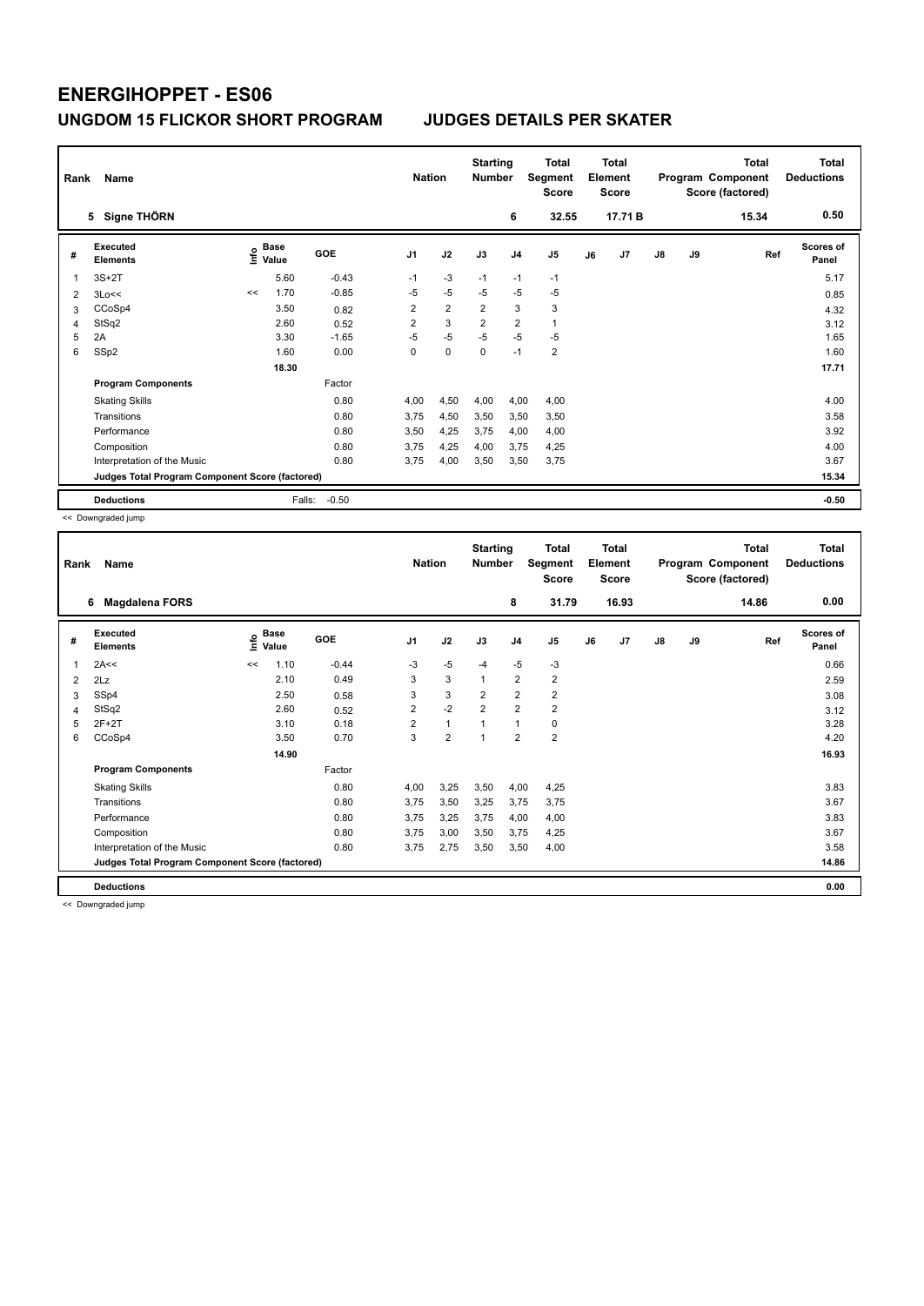# ENERGIHOPPET - ES06

## UNGDOM 15 FLICKOR SHORT PROGRAM JUDGES DETAILS PER SKATER

| Rank | Name | Nation | Starting Number | Total Segment Score | Total Element Score | Total Program Component Score (factored) | Total Deductions |
|---|---|---|---|---|---|---|---|
| 5 | Signe THÖRN | | 6 | 32.55 | 17.71 B | 15.34 | 0.50 |

| # | Executed Elements | Info | Base Value | GOE | J1 | J2 | J3 | J4 | J5 | J6 | J7 | J8 | J9 | Ref | Scores of Panel |
|---|---|---|---|---|---|---|---|---|---|---|---|---|---|---|---|
| 1 | 3S+2T | | 5.60 | -0.43 | -1 | -3 | -1 | -1 | -1 | | | | | | 5.17 |
| 2 | 3Lo<< | << | 1.70 | -0.85 | -5 | -5 | -5 | -5 | -5 | | | | | | 0.85 |
| 3 | CCoSp4 | | 3.50 | 0.82 | 2 | 2 | 2 | 3 | 3 | | | | | | 4.32 |
| 4 | StSq2 | | 2.60 | 0.52 | 2 | 3 | 2 | 2 | 1 | | | | | | 3.12 |
| 5 | 2A | | 3.30 | -1.65 | -5 | -5 | -5 | -5 | -5 | | | | | | 1.65 |
| 6 | SSp2 | | 1.60 | 0.00 | 0 | 0 | 0 | -1 | 2 | | | | | | 1.60 |
| | | | 18.30 | | | | | | | | | | | | 17.71 |
| | **Program Components** | | | Factor | | | | | | | | | | | |
| | Skating Skills | | | 0.80 | 4,00 | 4,50 | 4,00 | 4,00 | 4,00 | | | | | | 4.00 |
| | Transitions | | | 0.80 | 3,75 | 4,50 | 3,50 | 3,50 | 3,50 | | | | | | 3.58 |
| | Performance | | | 0.80 | 3,50 | 4,25 | 3,75 | 4,00 | 4,00 | | | | | | 3.92 |
| | Composition | | | 0.80 | 3,75 | 4,25 | 4,00 | 3,75 | 4,25 | | | | | | 4.00 |
| | Interpretation of the Music | | | 0.80 | 3,75 | 4,00 | 3,50 | 3,50 | 3,75 | | | | | | 3.67 |
| | **Judges Total Program Component Score (factored)** | | | | | | | | | | | | | | 15.34 |
| | **Deductions** | | Falls: | -0.50 | | | | | | | | | | | -0.50 |

<< Downgraded jump

| Rank | Name | Nation | Starting Number | Total Segment Score | Total Element Score | Total Program Component Score (factored) | Total Deductions |
|---|---|---|---|---|---|---|---|
| 6 | Magdalena FORS | | 8 | 31.79 | 16.93 | 14.86 | 0.00 |

| # | Executed Elements | Info | Base Value | GOE | J1 | J2 | J3 | J4 | J5 | J6 | J7 | J8 | J9 | Ref | Scores of Panel |
|---|---|---|---|---|---|---|---|---|---|---|---|---|---|---|---|
| 1 | 2A<< | << | 1.10 | -0.44 | -3 | -5 | -4 | -5 | -3 | | | | | | 0.66 |
| 2 | 2Lz | | 2.10 | 0.49 | 3 | 3 | 1 | 2 | 2 | | | | | | 2.59 |
| 3 | SSp4 | | 2.50 | 0.58 | 3 | 3 | 2 | 2 | 2 | | | | | | 3.08 |
| 4 | StSq2 | | 2.60 | 0.52 | 2 | -2 | 2 | 2 | 2 | | | | | | 3.12 |
| 5 | 2F+2T | | 3.10 | 0.18 | 2 | 1 | 1 | 1 | 0 | | | | | | 3.28 |
| 6 | CCoSp4 | | 3.50 | 0.70 | 3 | 2 | 1 | 2 | 2 | | | | | | 4.20 |
| | | | 14.90 | | | | | | | | | | | | 16.93 |
| | **Program Components** | | | Factor | | | | | | | | | | | |
| | Skating Skills | | | 0.80 | 4,00 | 3,25 | 3,50 | 4,00 | 4,25 | | | | | | 3.83 |
| | Transitions | | | 0.80 | 3,75 | 3,50 | 3,25 | 3,75 | 3,75 | | | | | | 3.67 |
| | Performance | | | 0.80 | 3,75 | 3,25 | 3,75 | 4,00 | 4,00 | | | | | | 3.83 |
| | Composition | | | 0.80 | 3,75 | 3,00 | 3,50 | 3,75 | 4,25 | | | | | | 3.67 |
| | Interpretation of the Music | | | 0.80 | 3,75 | 2,75 | 3,50 | 3,50 | 4,00 | | | | | | 3.58 |
| | **Judges Total Program Component Score (factored)** | | | | | | | | | | | | | | 14.86 |
| | **Deductions** | | | | | | | | | | | | | | 0.00 |

<< Downgraded jump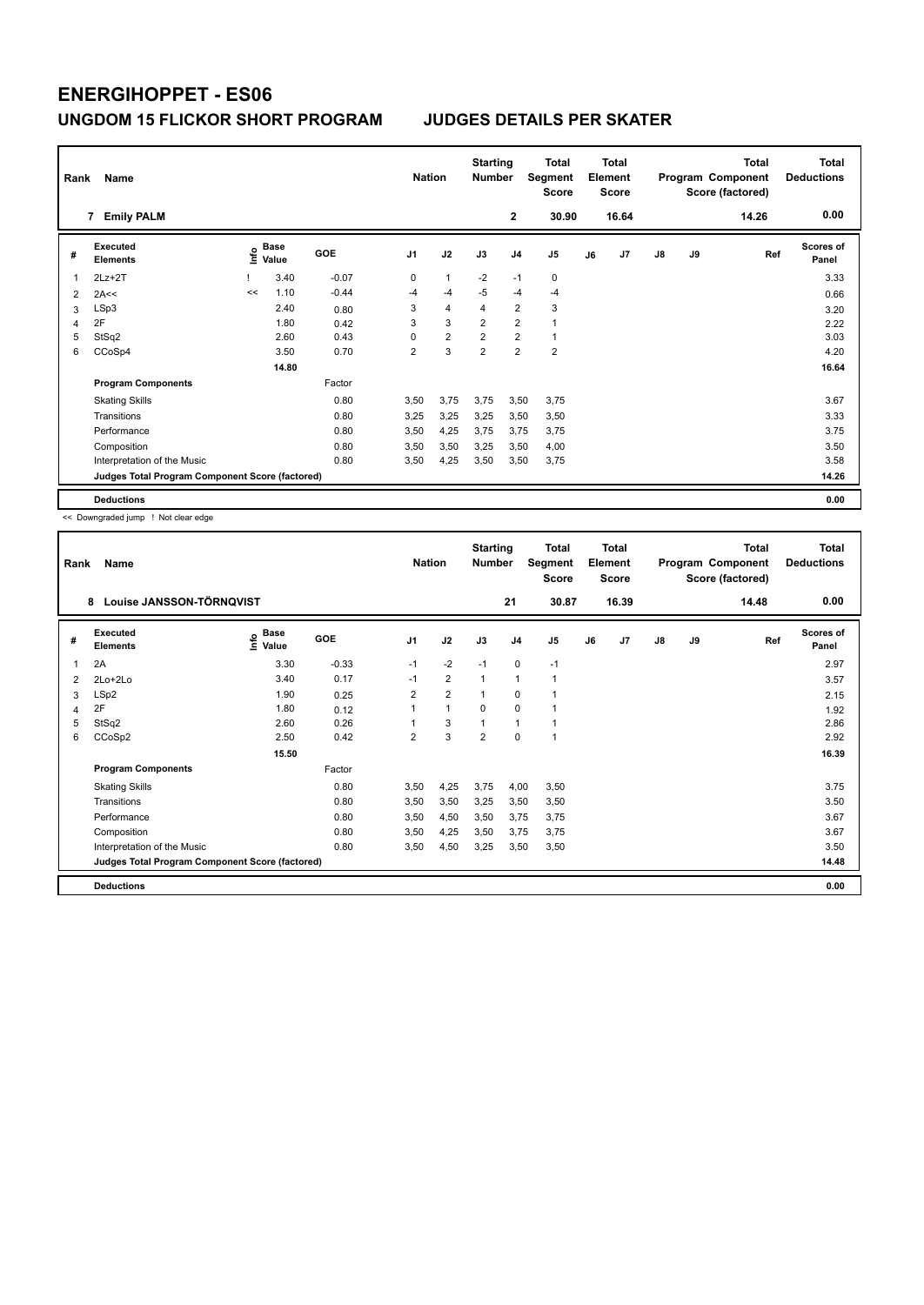# ENERGIHOPPET - ES06

## UNGDOM 15 FLICKOR SHORT PROGRAM JUDGES DETAILS PER SKATER

| Rank | Name | Nation | Starting Number | Total Segment Score | Total Element Score | Total Program Component Score (factored) | Total Deductions |
|---|---|---|---|---|---|---|---|
| 7 | Emily PALM | | 2 | 30.90 | 16.64 | 14.26 | 0.00 |

| # | Executed Elements | Info | Base Value | GOE | J1 | J2 | J3 | J4 | J5 | J6 | J7 | J8 | J9 | Ref | Scores of Panel |
|---|---|---|---|---|---|---|---|---|---|---|---|---|---|---|---|
| 1 | 2Lz+2T | ! | 3.40 | -0.07 | 0 | 1 | -2 | -1 | 0 | | | | | | 3.33 |
| 2 | 2A<< | << | 1.10 | -0.44 | -4 | -4 | -5 | -4 | -4 | | | | | | 0.66 |
| 3 | LSp3 | | 2.40 | 0.80 | 3 | 4 | 4 | 2 | 3 | | | | | | 3.20 |
| 4 | 2F | | 1.80 | 0.42 | 3 | 3 | 2 | 2 | 1 | | | | | | 2.22 |
| 5 | StSq2 | | 2.60 | 0.43 | 0 | 2 | 2 | 2 | 1 | | | | | | 3.03 |
| 6 | CCoSp4 | | 3.50 | 0.70 | 2 | 3 | 2 | 2 | 2 | | | | | | 4.20 |
| | | | 14.80 | | | | | | | | | | | | 16.64 |
| | **Program Components** | | | Factor | | | | | | | | | | | |
| | Skating Skills | | | 0.80 | 3,50 | 3,75 | 3,75 | 3,50 | 3,75 | | | | | | 3.67 |
| | Transitions | | | 0.80 | 3,25 | 3,25 | 3,25 | 3,50 | 3,50 | | | | | | 3.33 |
| | Performance | | | 0.80 | 3,50 | 4,25 | 3,75 | 3,75 | 3,75 | | | | | | 3.75 |
| | Composition | | | 0.80 | 3,50 | 3,50 | 3,25 | 3,50 | 4,00 | | | | | | 3.50 |
| | Interpretation of the Music | | | 0.80 | 3,50 | 4,25 | 3,50 | 3,50 | 3,75 | | | | | | 3.58 |
| | **Judges Total Program Component Score (factored)** | | | | | | | | | | | | | | 14.26 |
| | **Deductions** | | | | | | | | | | | | | | 0.00 |

<< Downgraded jump ! Not clear edge

| Rank | Name | Nation | Starting Number | Total Segment Score | Total Element Score | Total Program Component Score (factored) | Total Deductions |
|---|---|---|---|---|---|---|---|
| 8 | Louise JANSSON-TÖRNQVIST | | 21 | 30.87 | 16.39 | 14.48 | 0.00 |

| # | Executed Elements | Info | Base Value | GOE | J1 | J2 | J3 | J4 | J5 | J6 | J7 | J8 | J9 | Ref | Scores of Panel |
|---|---|---|---|---|---|---|---|---|---|---|---|---|---|---|---|
| 1 | 2A | | 3.30 | -0.33 | -1 | -2 | -1 | 0 | -1 | | | | | | 2.97 |
| 2 | 2Lo+2Lo | | 3.40 | 0.17 | -1 | 2 | 1 | 1 | 1 | | | | | | 3.57 |
| 3 | LSp2 | | 1.90 | 0.25 | 2 | 2 | 1 | 0 | 1 | | | | | | 2.15 |
| 4 | 2F | | 1.80 | 0.12 | 1 | 1 | 0 | 0 | 1 | | | | | | 1.92 |
| 5 | StSq2 | | 2.60 | 0.26 | 1 | 3 | 1 | 1 | 1 | | | | | | 2.86 |
| 6 | CCoSp2 | | 2.50 | 0.42 | 2 | 3 | 2 | 0 | 1 | | | | | | 2.92 |
| | | | 15.50 | | | | | | | | | | | | 16.39 |
| | **Program Components** | | | Factor | | | | | | | | | | | |
| | Skating Skills | | | 0.80 | 3,50 | 4,25 | 3,75 | 4,00 | 3,50 | | | | | | 3.75 |
| | Transitions | | | 0.80 | 3,50 | 3,50 | 3,25 | 3,50 | 3,50 | | | | | | 3.50 |
| | Performance | | | 0.80 | 3,50 | 4,50 | 3,50 | 3,75 | 3,75 | | | | | | 3.67 |
| | Composition | | | 0.80 | 3,50 | 4,25 | 3,50 | 3,75 | 3,75 | | | | | | 3.67 |
| | Interpretation of the Music | | | 0.80 | 3,50 | 4,50 | 3,25 | 3,50 | 3,50 | | | | | | 3.50 |
| | **Judges Total Program Component Score (factored)** | | | | | | | | | | | | | | 14.48 |
| | **Deductions** | | | | | | | | | | | | | | 0.00 |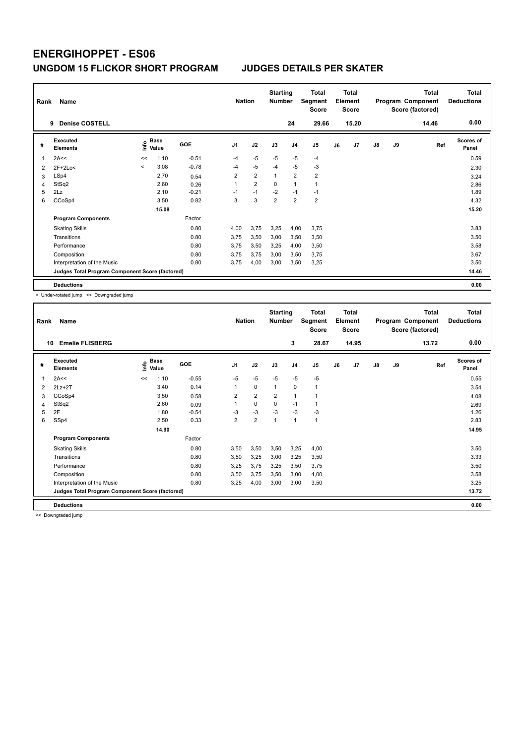# ENERGIHOPPET - ES06

## UNGDOM 15 FLICKOR SHORT PROGRAM — JUDGES DETAILS PER SKATER

| Rank | Name | Nation | Starting Number | Total Segment Score | Total Element Score | Total Program Component Score (factored) | Total Deductions |
|---|---|---|---|---|---|---|---|
| 9 | Denise COSTELL | | 24 | 29.66 | 15.20 | 14.46 | 0.00 |

| # | Executed Elements | Info | Base Value | GOE | J1 | J2 | J3 | J4 | J5 | J6 | J7 | J8 | J9 | Ref | Scores of Panel |
|---|---|---|---|---|---|---|---|---|---|---|---|---|---|---|---|
| 1 | 2A<< | << | 1.10 | -0.51 | -4 | -5 | -5 | -5 | -4 | | | | | | 0.59 |
| 2 | 2F+2Lo< | < | 3.08 | -0.78 | -4 | -5 | -4 | -5 | -3 | | | | | | 2.30 |
| 3 | LSp4 | | 2.70 | 0.54 | 2 | 2 | 1 | 2 | 2 | | | | | | 3.24 |
| 4 | StSq2 | | 2.60 | 0.26 | 1 | 2 | 0 | 1 | 1 | | | | | | 2.86 |
| 5 | 2Lz | | 2.10 | -0.21 | -1 | -1 | -2 | -1 | -1 | | | | | | 1.89 |
| 6 | CCoSp4 | | 3.50 | 0.82 | 3 | 3 | 2 | 2 | 2 | | | | | | 4.32 |
| | | | 15.08 | | | | | | | | | | | | 15.20 |
| | **Program Components** | | | Factor | | | | | | | | | | | |
| | Skating Skills | | | 0.80 | 4,00 | 3,75 | 3,25 | 4,00 | 3,75 | | | | | | 3.83 |
| | Transitions | | | 0.80 | 3,75 | 3,50 | 3,00 | 3,50 | 3,50 | | | | | | 3.50 |
| | Performance | | | 0.80 | 3,75 | 3,50 | 3,25 | 4,00 | 3,50 | | | | | | 3.58 |
| | Composition | | | 0.80 | 3,75 | 3,75 | 3,00 | 3,50 | 3,75 | | | | | | 3.67 |
| | Interpretation of the Music | | | 0.80 | 3,75 | 4,00 | 3,00 | 3,50 | 3,25 | | | | | | 3.50 |
| | **Judges Total Program Component Score (factored)** | | | | | | | | | | | | | | 14.46 |
| | **Deductions** | | | | | | | | | | | | | | 0.00 |

< Under-rotated jump << Downgraded jump

| Rank | Name | Nation | Starting Number | Total Segment Score | Total Element Score | Total Program Component Score (factored) | Total Deductions |
|---|---|---|---|---|---|---|---|
| 10 | Emelie FLISBERG | | 3 | 28.67 | 14.95 | 13.72 | 0.00 |

| # | Executed Elements | Info | Base Value | GOE | J1 | J2 | J3 | J4 | J5 | J6 | J7 | J8 | J9 | Ref | Scores of Panel |
|---|---|---|---|---|---|---|---|---|---|---|---|---|---|---|---|
| 1 | 2A<< | << | 1.10 | -0.55 | -5 | -5 | -5 | -5 | -5 | | | | | | 0.55 |
| 2 | 2Lz+2T | | 3.40 | 0.14 | 1 | 0 | 1 | 0 | 1 | | | | | | 3.54 |
| 3 | CCoSp4 | | 3.50 | 0.58 | 2 | 2 | 2 | 1 | 1 | | | | | | 4.08 |
| 4 | StSq2 | | 2.60 | 0.09 | 1 | 0 | 0 | -1 | 1 | | | | | | 2.69 |
| 5 | 2F | | 1.80 | -0.54 | -3 | -3 | -3 | -3 | -3 | | | | | | 1.26 |
| 6 | SSp4 | | 2.50 | 0.33 | 2 | 2 | 1 | 1 | 1 | | | | | | 2.83 |
| | | | 14.90 | | | | | | | | | | | | 14.95 |
| | **Program Components** | | | Factor | | | | | | | | | | | |
| | Skating Skills | | | 0.80 | 3,50 | 3,50 | 3,50 | 3,25 | 4,00 | | | | | | 3.50 |
| | Transitions | | | 0.80 | 3,50 | 3,25 | 3,00 | 3,25 | 3,50 | | | | | | 3.33 |
| | Performance | | | 0.80 | 3,25 | 3,75 | 3,25 | 3,50 | 3,75 | | | | | | 3.50 |
| | Composition | | | 0.80 | 3,50 | 3,75 | 3,50 | 3,00 | 4,00 | | | | | | 3.58 |
| | Interpretation of the Music | | | 0.80 | 3,25 | 4,00 | 3,00 | 3,00 | 3,50 | | | | | | 3.25 |
| | **Judges Total Program Component Score (factored)** | | | | | | | | | | | | | | 13.72 |
| | **Deductions** | | | | | | | | | | | | | | 0.00 |

<< Downgraded jump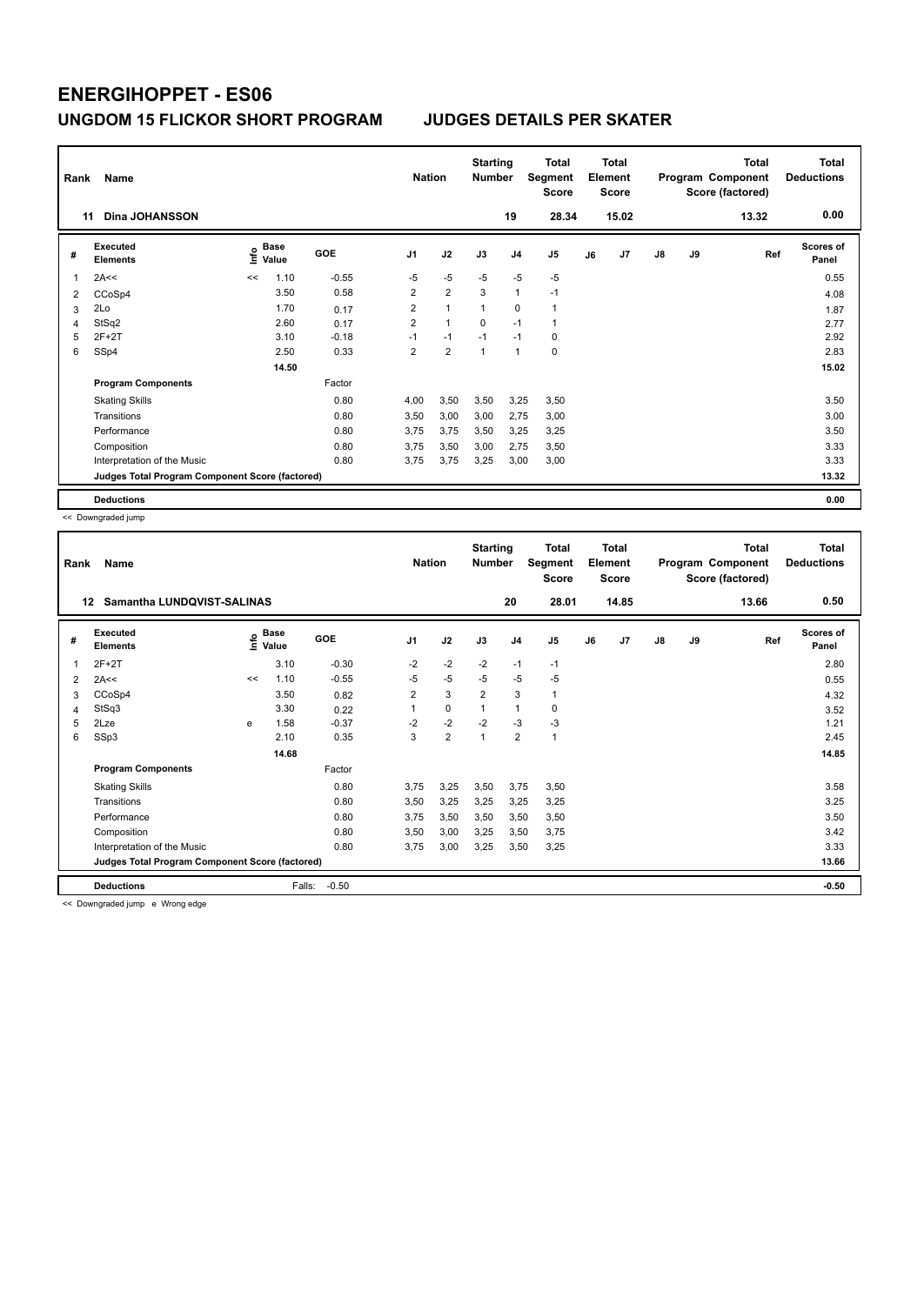# ENERGIHOPPET - ES06

## UNGDOM 15 FLICKOR SHORT PROGRAM JUDGES DETAILS PER SKATER

| Rank | Name | Nation | Starting Number | Total Segment Score | Total Element Score | Total Program Component Score (factored) | Total Deductions |
|---|---|---|---|---|---|---|---|
| 11 | Dina JOHANSSON | | 19 | 28.34 | 15.02 | 13.32 | 0.00 |

| # | Executed Elements | Info | Base Value | GOE | J1 | J2 | J3 | J4 | J5 | J6 | J7 | J8 | J9 | Ref | Scores of Panel |
|---|---|---|---|---|---|---|---|---|---|---|---|---|---|---|---|
| 1 | 2A<< | << | 1.10 | -0.55 | -5 | -5 | -5 | -5 | -5 | | | | | | 0.55 |
| 2 | CCoSp4 | | 3.50 | 0.58 | 2 | 2 | 3 | 1 | -1 | | | | | | 4.08 |
| 3 | 2Lo | | 1.70 | 0.17 | 2 | 1 | 1 | 0 | 1 | | | | | | 1.87 |
| 4 | StSq2 | | 2.60 | 0.17 | 2 | 1 | 0 | -1 | 1 | | | | | | 2.77 |
| 5 | 2F+2T | | 3.10 | -0.18 | -1 | -1 | -1 | -1 | 0 | | | | | | 2.92 |
| 6 | SSp4 | | 2.50 | 0.33 | 2 | 2 | 1 | 1 | 0 | | | | | | 2.83 |
| | | | 14.50 | | | | | | | | | | | | 15.02 |
| | **Program Components** | | | Factor | | | | | | | | | | | |
| | Skating Skills | | | 0.80 | 4,00 | 3,50 | 3,50 | 3,25 | 3,50 | | | | | | 3.50 |
| | Transitions | | | 0.80 | 3,50 | 3,00 | 3,00 | 2,75 | 3,00 | | | | | | 3.00 |
| | Performance | | | 0.80 | 3,75 | 3,75 | 3,50 | 3,25 | 3,25 | | | | | | 3.50 |
| | Composition | | | 0.80 | 3,75 | 3,50 | 3,00 | 2,75 | 3,50 | | | | | | 3.33 |
| | Interpretation of the Music | | | 0.80 | 3,75 | 3,75 | 3,25 | 3,00 | 3,00 | | | | | | 3.33 |
| | **Judges Total Program Component Score (factored)** | | | | | | | | | | | | | | 13.32 |
| | **Deductions** | | | | | | | | | | | | | | 0.00 |

<< Downgraded jump

| Rank | Name | Nation | Starting Number | Total Segment Score | Total Element Score | Total Program Component Score (factored) | Total Deductions |
|---|---|---|---|---|---|---|---|
| 12 | Samantha LUNDQVIST-SALINAS | | 20 | 28.01 | 14.85 | 13.66 | 0.50 |

| # | Executed Elements | Info | Base Value | GOE | J1 | J2 | J3 | J4 | J5 | J6 | J7 | J8 | J9 | Ref | Scores of Panel |
|---|---|---|---|---|---|---|---|---|---|---|---|---|---|---|---|
| 1 | 2F+2T | | 3.10 | -0.30 | -2 | -2 | -2 | -1 | -1 | | | | | | 2.80 |
| 2 | 2A<< | << | 1.10 | -0.55 | -5 | -5 | -5 | -5 | -5 | | | | | | 0.55 |
| 3 | CCoSp4 | | 3.50 | 0.82 | 2 | 3 | 2 | 3 | 1 | | | | | | 4.32 |
| 4 | StSq3 | | 3.30 | 0.22 | 1 | 0 | 1 | 1 | 0 | | | | | | 3.52 |
| 5 | 2Lze | e | 1.58 | -0.37 | -2 | -2 | -2 | -3 | -3 | | | | | | 1.21 |
| 6 | SSp3 | | 2.10 | 0.35 | 3 | 2 | 1 | 2 | 1 | | | | | | 2.45 |
| | | | 14.68 | | | | | | | | | | | | 14.85 |
| | **Program Components** | | | Factor | | | | | | | | | | | |
| | Skating Skills | | | 0.80 | 3,75 | 3,25 | 3,50 | 3,75 | 3,50 | | | | | | 3.58 |
| | Transitions | | | 0.80 | 3,50 | 3,25 | 3,25 | 3,25 | 3,25 | | | | | | 3.25 |
| | Performance | | | 0.80 | 3,75 | 3,50 | 3,50 | 3,50 | 3,50 | | | | | | 3.50 |
| | Composition | | | 0.80 | 3,50 | 3,00 | 3,25 | 3,50 | 3,75 | | | | | | 3.42 |
| | Interpretation of the Music | | | 0.80 | 3,75 | 3,00 | 3,25 | 3,50 | 3,25 | | | | | | 3.33 |
| | **Judges Total Program Component Score (factored)** | | | | | | | | | | | | | | 13.66 |
| | **Deductions** | | Falls: | -0.50 | | | | | | | | | | | -0.50 |

<< Downgraded jump e Wrong edge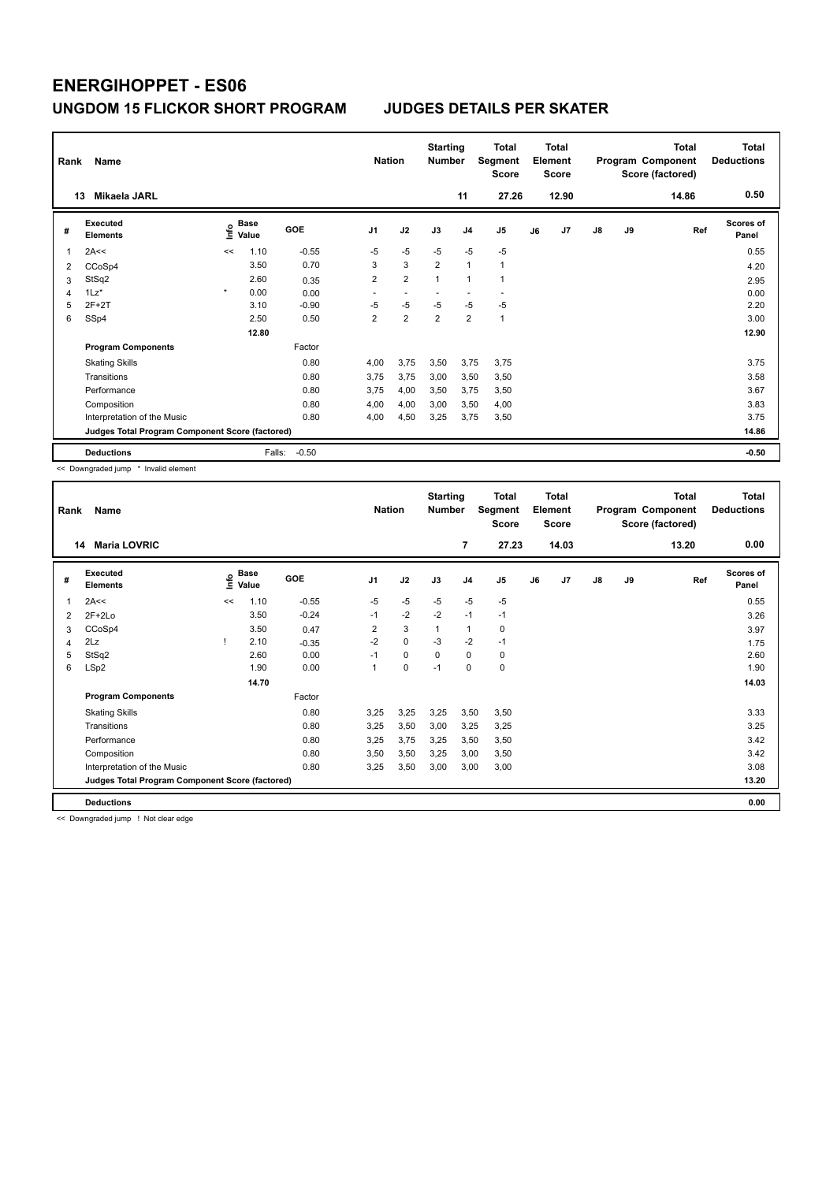# ENERGIHOPPET - ES06

## UNGDOM 15 FLICKOR SHORT PROGRAM    JUDGES DETAILS PER SKATER

| Rank | Name | Nation | Starting Number | Total Segment Score | Total Element Score | Total Program Component Score (factored) | Total Deductions |
|---|---|---|---|---|---|---|---|
| 13 | Mikaela JARL | | 11 | 27.26 | 12.90 | 14.86 | 0.50 |

| # | Executed Elements | Info | Base Value | GOE | J1 | J2 | J3 | J4 | J5 | J6 | J7 | J8 | J9 | Ref | Scores of Panel |
|---|---|---|---|---|---|---|---|---|---|---|---|---|---|---|---|
| 1 | 2A<< | << | 1.10 | -0.55 | -5 | -5 | -5 | -5 | -5 | | | | | | 0.55 |
| 2 | CCoSp4 | | 3.50 | 0.70 | 3 | 3 | 2 | 1 | 1 | | | | | | 4.20 |
| 3 | StSq2 | | 2.60 | 0.35 | 2 | 2 | 1 | 1 | 1 | | | | | | 2.95 |
| 4 | 1Lz* | * | 0.00 | 0.00 | - | - | - | - | - | | | | | | 0.00 |
| 5 | 2F+2T | | 3.10 | -0.90 | -5 | -5 | -5 | -5 | -5 | | | | | | 2.20 |
| 6 | SSp4 | | 2.50 | 0.50 | 2 | 2 | 2 | 2 | 1 | | | | | | 3.00 |
| | | | 12.80 | | | | | | | | | | | | 12.90 |
| | **Program Components** | | | Factor | | | | | | | | | | | |
| | Skating Skills | | | 0.80 | 4,00 | 3,75 | 3,50 | 3,75 | 3,75 | | | | | | 3.75 |
| | Transitions | | | 0.80 | 3,75 | 3,75 | 3,00 | 3,50 | 3,50 | | | | | | 3.58 |
| | Performance | | | 0.80 | 3,75 | 4,00 | 3,50 | 3,75 | 3,50 | | | | | | 3.67 |
| | Composition | | | 0.80 | 4,00 | 4,00 | 3,00 | 3,50 | 4,00 | | | | | | 3.83 |
| | Interpretation of the Music | | | 0.80 | 4,00 | 4,50 | 3,25 | 3,75 | 3,50 | | | | | | 3.75 |
| | **Judges Total Program Component Score (factored)** | | | | | | | | | | | | | | 14.86 |
| | **Deductions** | | Falls: | -0.50 | | | | | | | | | | | -0.50 |

<< Downgraded jump * Invalid element

| Rank | Name | Nation | Starting Number | Total Segment Score | Total Element Score | Total Program Component Score (factored) | Total Deductions |
|---|---|---|---|---|---|---|---|
| 14 | Maria LOVRIC | | 7 | 27.23 | 14.03 | 13.20 | 0.00 |

| # | Executed Elements | Info | Base Value | GOE | J1 | J2 | J3 | J4 | J5 | J6 | J7 | J8 | J9 | Ref | Scores of Panel |
|---|---|---|---|---|---|---|---|---|---|---|---|---|---|---|---|
| 1 | 2A<< | << | 1.10 | -0.55 | -5 | -5 | -5 | -5 | -5 | | | | | | 0.55 |
| 2 | 2F+2Lo | | 3.50 | -0.24 | -1 | -2 | -2 | -1 | -1 | | | | | | 3.26 |
| 3 | CCoSp4 | | 3.50 | 0.47 | 2 | 3 | 1 | 1 | 0 | | | | | | 3.97 |
| 4 | 2Lz | ! | 2.10 | -0.35 | -2 | 0 | -3 | -2 | -1 | | | | | | 1.75 |
| 5 | StSq2 | | 2.60 | 0.00 | -1 | 0 | 0 | 0 | 0 | | | | | | 2.60 |
| 6 | LSp2 | | 1.90 | 0.00 | 1 | 0 | -1 | 0 | 0 | | | | | | 1.90 |
| | | | 14.70 | | | | | | | | | | | | 14.03 |
| | **Program Components** | | | Factor | | | | | | | | | | | |
| | Skating Skills | | | 0.80 | 3,25 | 3,25 | 3,25 | 3,50 | 3,50 | | | | | | 3.33 |
| | Transitions | | | 0.80 | 3,25 | 3,50 | 3,00 | 3,25 | 3,25 | | | | | | 3.25 |
| | Performance | | | 0.80 | 3,25 | 3,75 | 3,25 | 3,50 | 3,50 | | | | | | 3.42 |
| | Composition | | | 0.80 | 3,50 | 3,50 | 3,25 | 3,00 | 3,50 | | | | | | 3.42 |
| | Interpretation of the Music | | | 0.80 | 3,25 | 3,50 | 3,00 | 3,00 | 3,00 | | | | | | 3.08 |
| | **Judges Total Program Component Score (factored)** | | | | | | | | | | | | | | 13.20 |
| | **Deductions** | | | | | | | | | | | | | | 0.00 |

<< Downgraded jump ! Not clear edge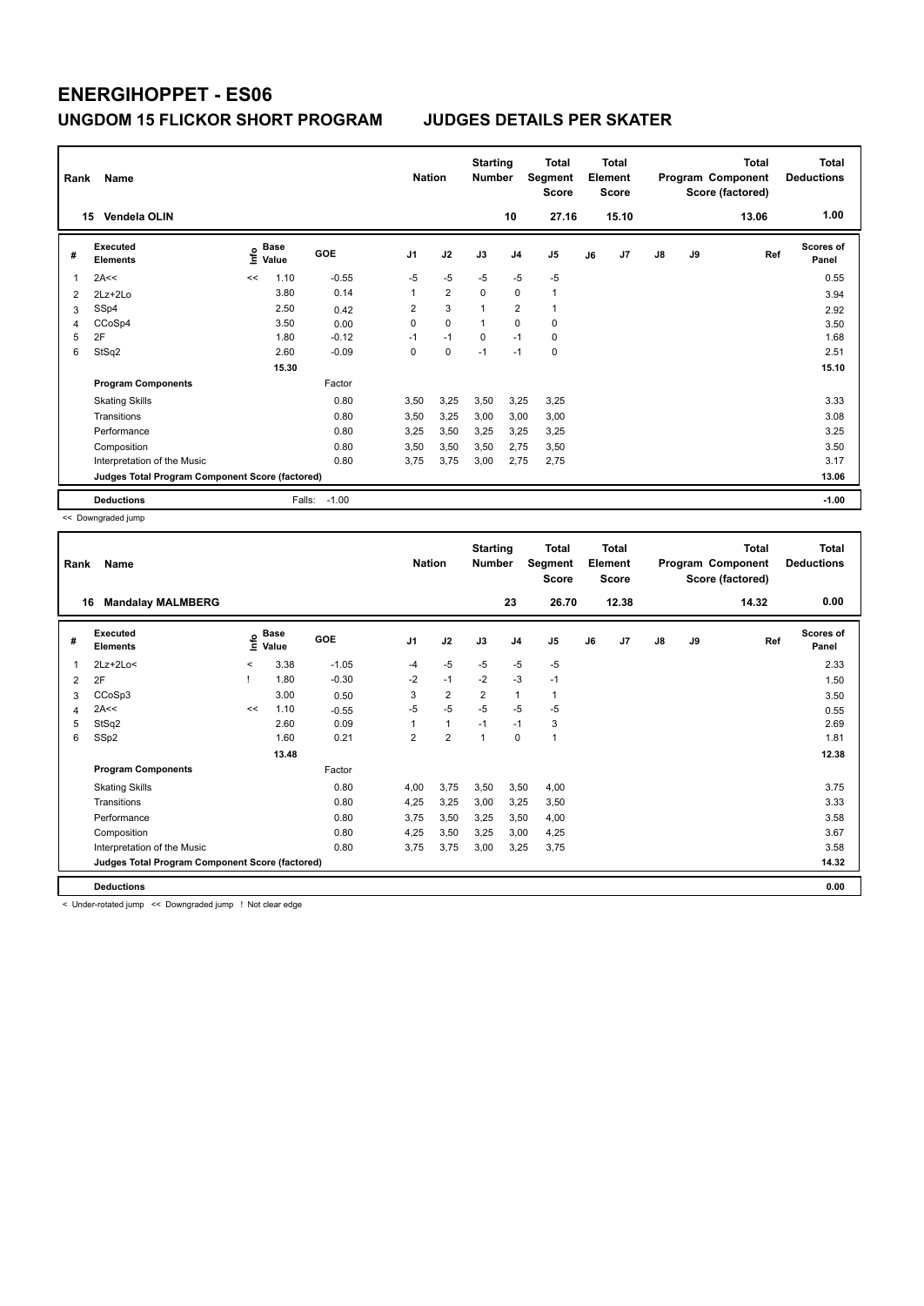# ENERGIHOPPET - ES06

## UNGDOM 15 FLICKOR SHORT PROGRAM — JUDGES DETAILS PER SKATER

| Rank | Name | Nation | Starting Number | Total Segment Score | Total Element Score | Total Program Component Score (factored) | Total Deductions |
|---|---|---|---|---|---|---|---|
| 15 | Vendela OLIN | | 10 | 27.16 | 15.10 | 13.06 | 1.00 |

| # | Executed Elements | Info | Base Value | GOE | J1 | J2 | J3 | J4 | J5 | J6 | J7 | J8 | J9 | Ref | Scores of Panel |
|---|---|---|---|---|---|---|---|---|---|---|---|---|---|---|---|
| 1 | 2A<< | << | 1.10 | -0.55 | -5 | -5 | -5 | -5 | -5 | | | | | | 0.55 |
| 2 | 2Lz+2Lo | | 3.80 | 0.14 | 1 | 2 | 0 | 0 | 1 | | | | | | 3.94 |
| 3 | SSp4 | | 2.50 | 0.42 | 2 | 3 | 1 | 2 | 1 | | | | | | 2.92 |
| 4 | CCoSp4 | | 3.50 | 0.00 | 0 | 0 | 1 | 0 | 0 | | | | | | 3.50 |
| 5 | 2F | | 1.80 | -0.12 | -1 | -1 | 0 | -1 | 0 | | | | | | 1.68 |
| 6 | StSq2 | | 2.60 | -0.09 | 0 | 0 | -1 | -1 | 0 | | | | | | 2.51 |
| | | | 15.30 | | | | | | | | | | | | 15.10 |
| | **Program Components** | | | Factor | | | | | | | | | | | |
| | Skating Skills | | | 0.80 | 3,50 | 3,25 | 3,50 | 3,25 | 3,25 | | | | | | 3.33 |
| | Transitions | | | 0.80 | 3,50 | 3,25 | 3,00 | 3,00 | 3,00 | | | | | | 3.08 |
| | Performance | | | 0.80 | 3,25 | 3,50 | 3,25 | 3,25 | 3,25 | | | | | | 3.25 |
| | Composition | | | 0.80 | 3,50 | 3,50 | 3,50 | 2,75 | 3,50 | | | | | | 3.50 |
| | Interpretation of the Music | | | 0.80 | 3,75 | 3,75 | 3,00 | 2,75 | 2,75 | | | | | | 3.17 |
| | **Judges Total Program Component Score (factored)** | | | | | | | | | | | | | | 13.06 |
| | **Deductions** | | Falls: | -1.00 | | | | | | | | | | | -1.00 |

<< Downgraded jump

| Rank | Name | Nation | Starting Number | Total Segment Score | Total Element Score | Total Program Component Score (factored) | Total Deductions |
|---|---|---|---|---|---|---|---|
| 16 | Mandalay MALMBERG | | 23 | 26.70 | 12.38 | 14.32 | 0.00 |

| # | Executed Elements | Info | Base Value | GOE | J1 | J2 | J3 | J4 | J5 | J6 | J7 | J8 | J9 | Ref | Scores of Panel |
|---|---|---|---|---|---|---|---|---|---|---|---|---|---|---|---|
| 1 | 2Lz+2Lo< | < | 3.38 | -1.05 | -4 | -5 | -5 | -5 | -5 | | | | | | 2.33 |
| 2 | 2F | ! | 1.80 | -0.30 | -2 | -1 | -2 | -3 | -1 | | | | | | 1.50 |
| 3 | CCoSp3 | | 3.00 | 0.50 | 3 | 2 | 2 | 1 | 1 | | | | | | 3.50 |
| 4 | 2A<< | << | 1.10 | -0.55 | -5 | -5 | -5 | -5 | -5 | | | | | | 0.55 |
| 5 | StSq2 | | 2.60 | 0.09 | 1 | 1 | -1 | -1 | 3 | | | | | | 2.69 |
| 6 | SSp2 | | 1.60 | 0.21 | 2 | 2 | 1 | 0 | 1 | | | | | | 1.81 |
| | | | 13.48 | | | | | | | | | | | | 12.38 |
| | **Program Components** | | | Factor | | | | | | | | | | | |
| | Skating Skills | | | 0.80 | 4,00 | 3,75 | 3,50 | 3,50 | 4,00 | | | | | | 3.75 |
| | Transitions | | | 0.80 | 4,25 | 3,25 | 3,00 | 3,25 | 3,50 | | | | | | 3.33 |
| | Performance | | | 0.80 | 3,75 | 3,50 | 3,25 | 3,50 | 4,00 | | | | | | 3.58 |
| | Composition | | | 0.80 | 4,25 | 3,50 | 3,25 | 3,00 | 4,25 | | | | | | 3.67 |
| | Interpretation of the Music | | | 0.80 | 3,75 | 3,75 | 3,00 | 3,25 | 3,75 | | | | | | 3.58 |
| | **Judges Total Program Component Score (factored)** | | | | | | | | | | | | | | 14.32 |
| | **Deductions** | | | | | | | | | | | | | | 0.00 |

< Under-rotated jump << Downgraded jump ! Not clear edge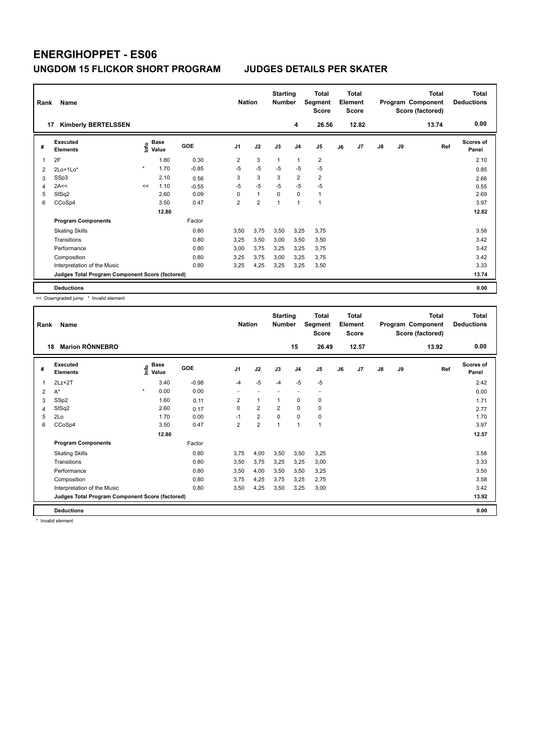# ENERGIHOPPET - ES06

## UNGDOM 15 FLICKOR SHORT PROGRAM JUDGES DETAILS PER SKATER

| Rank | Name | Nation | Starting Number | Total Segment Score | Total Element Score | Total Program Component Score (factored) | Total Deductions |
|---|---|---|---|---|---|---|---|
| 17 | Kimberly BERTELSSEN | | 4 | 26.56 | 12.82 | 13.74 | 0.00 |

| # | Executed Elements | Info | Base Value | GOE | J1 | J2 | J3 | J4 | J5 | J6 | J7 | J8 | J9 | Ref | Scores of Panel |
|---|---|---|---|---|---|---|---|---|---|---|---|---|---|---|---|
| 1 | 2F | | 1.80 | 0.30 | 2 | 3 | 1 | 1 | 2 | | | | | | 2.10 |
| 2 | 2Lo+1Lo* | * | 1.70 | -0.85 | -5 | -5 | -5 | -5 | -5 | | | | | | 0.85 |
| 3 | SSp3 | | 2.10 | 0.56 | 3 | 3 | 3 | 2 | 2 | | | | | | 2.66 |
| 4 | 2A<< | << | 1.10 | -0.55 | -5 | -5 | -5 | -5 | -5 | | | | | | 0.55 |
| 5 | StSq2 | | 2.60 | 0.09 | 0 | 1 | 0 | 0 | 1 | | | | | | 2.69 |
| 6 | CCoSp4 | | 3.50 | 0.47 | 2 | 2 | 1 | 1 | 1 | | | | | | 3.97 |
| | | | 12.80 | | | | | | | | | | | | 12.82 |
| | **Program Components** | | | Factor | | | | | | | | | | | |
| | Skating Skills | | | 0.80 | 3,50 | 3,75 | 3,50 | 3,25 | 3,75 | | | | | | 3.58 |
| | Transitions | | | 0.80 | 3,25 | 3,50 | 3,00 | 3,50 | 3,50 | | | | | | 3.42 |
| | Performance | | | 0.80 | 3,00 | 3,75 | 3,25 | 3,25 | 3,75 | | | | | | 3.42 |
| | Composition | | | 0.80 | 3,25 | 3,75 | 3,00 | 3,25 | 3,75 | | | | | | 3.42 |
| | Interpretation of the Music | | | 0.80 | 3,25 | 4,25 | 3,25 | 3,25 | 3,50 | | | | | | 3.33 |
| | **Judges Total Program Component Score (factored)** | | | | | | | | | | | | | | 13.74 |
| | **Deductions** | | | | | | | | | | | | | | 0.00 |

<< Downgraded jump * Invalid element

| Rank | Name | Nation | Starting Number | Total Segment Score | Total Element Score | Total Program Component Score (factored) | Total Deductions |
|---|---|---|---|---|---|---|---|
| 18 | Marion RÖNNEBRO | | 15 | 26.49 | 12.57 | 13.92 | 0.00 |

| # | Executed Elements | Info | Base Value | GOE | J1 | J2 | J3 | J4 | J5 | J6 | J7 | J8 | J9 | Ref | Scores of Panel |
|---|---|---|---|---|---|---|---|---|---|---|---|---|---|---|---|
| 1 | 2Lz+2T | | 3.40 | -0.98 | -4 | -5 | -4 | -5 | -5 | | | | | | 2.42 |
| 2 | A* | * | 0.00 | 0.00 | - | - | - | - | - | | | | | | 0.00 |
| 3 | SSp2 | | 1.60 | 0.11 | 2 | 1 | 1 | 0 | 0 | | | | | | 1.71 |
| 4 | StSq2 | | 2.60 | 0.17 | 0 | 2 | 2 | 0 | 0 | | | | | | 2.77 |
| 5 | 2Lo | | 1.70 | 0.00 | -1 | 2 | 0 | 0 | 0 | | | | | | 1.70 |
| 6 | CCoSp4 | | 3.50 | 0.47 | 2 | 2 | 1 | 1 | 1 | | | | | | 3.97 |
| | | | 12.80 | | | | | | | | | | | | 12.57 |
| | **Program Components** | | | Factor | | | | | | | | | | | |
| | Skating Skills | | | 0.80 | 3,75 | 4,00 | 3,50 | 3,50 | 3,25 | | | | | | 3.58 |
| | Transitions | | | 0.80 | 3,50 | 3,75 | 3,25 | 3,25 | 3,00 | | | | | | 3.33 |
| | Performance | | | 0.80 | 3,50 | 4,00 | 3,50 | 3,50 | 3,25 | | | | | | 3.50 |
| | Composition | | | 0.80 | 3,75 | 4,25 | 3,75 | 3,25 | 2,75 | | | | | | 3.58 |
| | Interpretation of the Music | | | 0.80 | 3,50 | 4,25 | 3,50 | 3,25 | 3,00 | | | | | | 3.42 |
| | **Judges Total Program Component Score (factored)** | | | | | | | | | | | | | | 13.92 |
| | **Deductions** | | | | | | | | | | | | | | 0.00 |

* Invalid element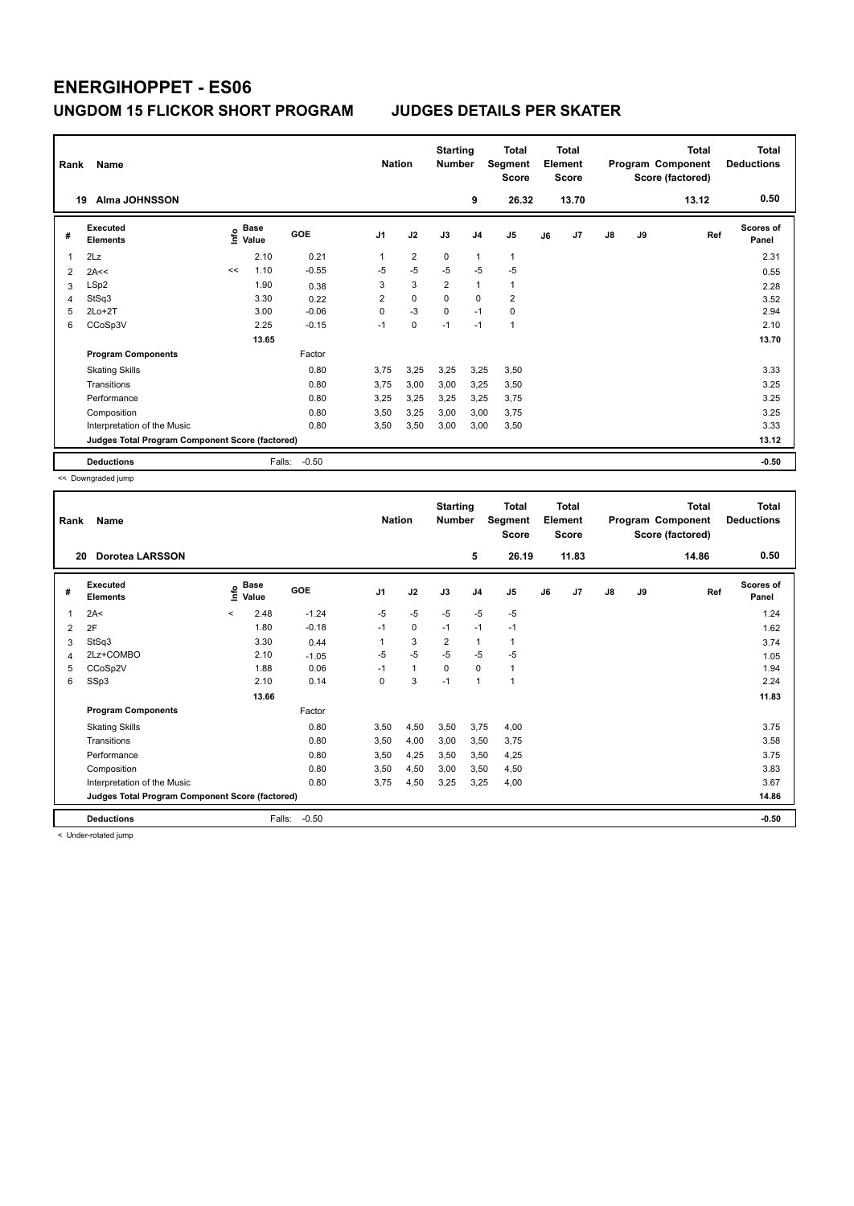# ENERGIHOPPET - ES06

## UNGDOM 15 FLICKOR SHORT PROGRAM JUDGES DETAILS PER SKATER

| Rank | Name | Nation | Starting Number | Total Segment Score | Total Element Score | Total Program Component Score (factored) | Total Deductions |
|---|---|---|---|---|---|---|---|
| 19 | Alma JOHNSSON | | 9 | 26.32 | 13.70 | 13.12 | 0.50 |

| # | Executed Elements | Info | Base Value | GOE | J1 | J2 | J3 | J4 | J5 | J6 | J7 | J8 | J9 | Ref | Scores of Panel |
|---|---|---|---|---|---|---|---|---|---|---|---|---|---|---|---|
| 1 | 2Lz | | 2.10 | 0.21 | 1 | 2 | 0 | 1 | 1 | | | | | | 2.31 |
| 2 | 2A<< | << | 1.10 | -0.55 | -5 | -5 | -5 | -5 | -5 | | | | | | 0.55 |
| 3 | LSp2 | | 1.90 | 0.38 | 3 | 3 | 2 | 1 | 1 | | | | | | 2.28 |
| 4 | StSq3 | | 3.30 | 0.22 | 2 | 0 | 0 | 0 | 2 | | | | | | 3.52 |
| 5 | 2Lo+2T | | 3.00 | -0.06 | 0 | -3 | 0 | -1 | 0 | | | | | | 2.94 |
| 6 | CCoSp3V | | 2.25 | -0.15 | -1 | 0 | -1 | -1 | 1 | | | | | | 2.10 |
| | | | 13.65 | | | | | | | | | | | | 13.70 |
| | **Program Components** | | | Factor | | | | | | | | | | | |
| | Skating Skills | | | 0.80 | 3,75 | 3,25 | 3,25 | 3,25 | 3,50 | | | | | | 3.33 |
| | Transitions | | | 0.80 | 3,75 | 3,00 | 3,00 | 3,25 | 3,50 | | | | | | 3.25 |
| | Performance | | | 0.80 | 3,25 | 3,25 | 3,25 | 3,25 | 3,75 | | | | | | 3.25 |
| | Composition | | | 0.80 | 3,50 | 3,25 | 3,00 | 3,00 | 3,75 | | | | | | 3.25 |
| | Interpretation of the Music | | | 0.80 | 3,50 | 3,50 | 3,00 | 3,00 | 3,50 | | | | | | 3.33 |
| | **Judges Total Program Component Score (factored)** | | | | | | | | | | | | | | 13.12 |
| | **Deductions** | | Falls: | -0.50 | | | | | | | | | | | -0.50 |

<< Downgraded jump

| Rank | Name | Nation | Starting Number | Total Segment Score | Total Element Score | Total Program Component Score (factored) | Total Deductions |
|---|---|---|---|---|---|---|---|
| 20 | Dorotea LARSSON | | 5 | 26.19 | 11.83 | 14.86 | 0.50 |

| # | Executed Elements | Info | Base Value | GOE | J1 | J2 | J3 | J4 | J5 | J6 | J7 | J8 | J9 | Ref | Scores of Panel |
|---|---|---|---|---|---|---|---|---|---|---|---|---|---|---|---|
| 1 | 2A< | < | 2.48 | -1.24 | -5 | -5 | -5 | -5 | -5 | | | | | | 1.24 |
| 2 | 2F | | 1.80 | -0.18 | -1 | 0 | -1 | -1 | -1 | | | | | | 1.62 |
| 3 | StSq3 | | 3.30 | 0.44 | 1 | 3 | 2 | 1 | 1 | | | | | | 3.74 |
| 4 | 2Lz+COMBO | | 2.10 | -1.05 | -5 | -5 | -5 | -5 | -5 | | | | | | 1.05 |
| 5 | CCoSp2V | | 1.88 | 0.06 | -1 | 1 | 0 | 0 | 1 | | | | | | 1.94 |
| 6 | SSp3 | | 2.10 | 0.14 | 0 | 3 | -1 | 1 | 1 | | | | | | 2.24 |
| | | | 13.66 | | | | | | | | | | | | 11.83 |
| | **Program Components** | | | Factor | | | | | | | | | | | |
| | Skating Skills | | | 0.80 | 3,50 | 4,50 | 3,50 | 3,75 | 4,00 | | | | | | 3.75 |
| | Transitions | | | 0.80 | 3,50 | 4,00 | 3,00 | 3,50 | 3,75 | | | | | | 3.58 |
| | Performance | | | 0.80 | 3,50 | 4,25 | 3,50 | 3,50 | 4,25 | | | | | | 3.75 |
| | Composition | | | 0.80 | 3,50 | 4,50 | 3,00 | 3,50 | 4,50 | | | | | | 3.83 |
| | Interpretation of the Music | | | 0.80 | 3,75 | 4,50 | 3,25 | 3,25 | 4,00 | | | | | | 3.67 |
| | **Judges Total Program Component Score (factored)** | | | | | | | | | | | | | | 14.86 |
| | **Deductions** | | Falls: | -0.50 | | | | | | | | | | | -0.50 |

< Under-rotated jump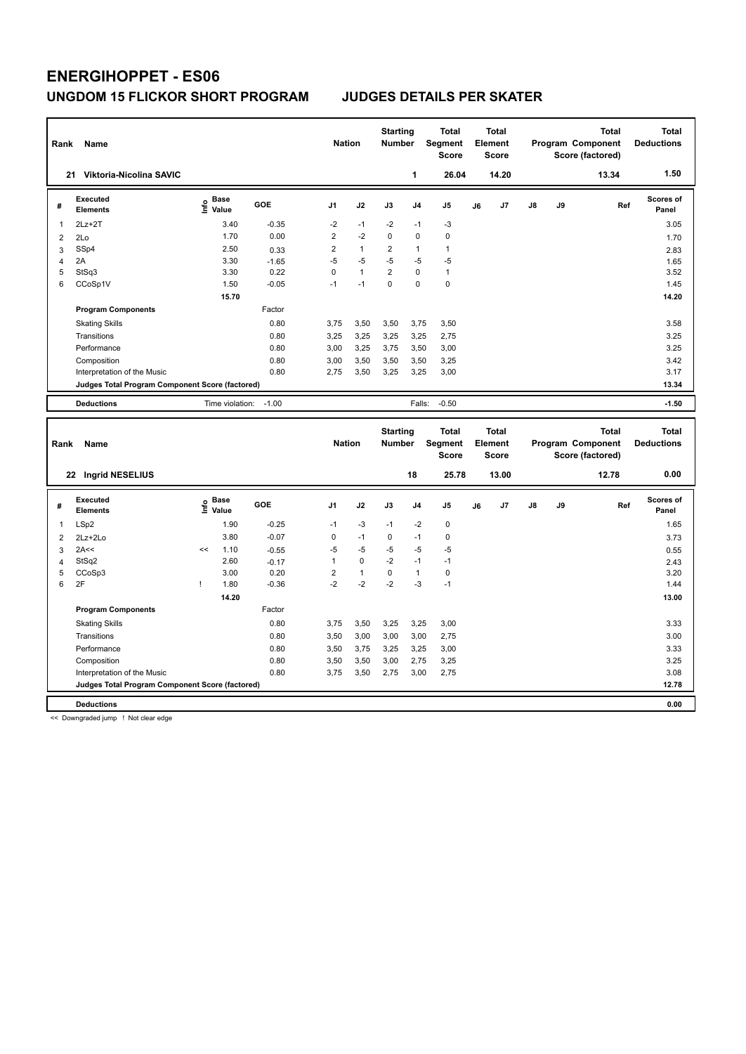# ENERGIHOPPET - ES06

## UNGDOM 15 FLICKOR SHORT PROGRAM — JUDGES DETAILS PER SKATER

| Rank | Name | Nation | Starting Number | Total Segment Score | Total Element Score | Total Program Component Score (factored) | Total Deductions |
|---|---|---|---|---|---|---|---|
| 21 | Viktoria-Nicolina SAVIC | | 1 | 26.04 | 14.20 | 13.34 | 1.50 |

| # | Executed Elements | Info | Base Value | GOE | J1 | J2 | J3 | J4 | J5 | J6 | J7 | J8 | J9 | Ref | Scores of Panel |
|---|---|---|---|---|---|---|---|---|---|---|---|---|---|---|---|
| 1 | 2Lz+2T | | 3.40 | -0.35 | -2 | -1 | -2 | -1 | -3 | | | | | | 3.05 |
| 2 | 2Lo | | 1.70 | 0.00 | 2 | -2 | 0 | 0 | 0 | | | | | | 1.70 |
| 3 | SSp4 | | 2.50 | 0.33 | 2 | 1 | 2 | 1 | 1 | | | | | | 2.83 |
| 4 | 2A | | 3.30 | -1.65 | -5 | -5 | -5 | -5 | -5 | | | | | | 1.65 |
| 5 | StSq3 | | 3.30 | 0.22 | 0 | 1 | 2 | 0 | 1 | | | | | | 3.52 |
| 6 | CCoSp1V | | 1.50 | -0.05 | -1 | -1 | 0 | 0 | 0 | | | | | | 1.45 |
| | | | 15.70 | | | | | | | | | | | | 14.20 |

| Program Components | Factor | J1 | J2 | J3 | J4 | J5 | J6 | J7 | J8 | J9 | Scores of Panel |
|---|---|---|---|---|---|---|---|---|---|---|---|
| Skating Skills | 0.80 | 3,75 | 3,50 | 3,50 | 3,75 | 3,50 | | | | | 3.58 |
| Transitions | 0.80 | 3,25 | 3,25 | 3,25 | 3,25 | 2,75 | | | | | 3.25 |
| Performance | 0.80 | 3,00 | 3,25 | 3,75 | 3,50 | 3,00 | | | | | 3.25 |
| Composition | 0.80 | 3,00 | 3,50 | 3,50 | 3,50 | 3,25 | | | | | 3.42 |
| Interpretation of the Music | 0.80 | 2,75 | 3,50 | 3,25 | 3,25 | 3,00 | | | | | 3.17 |
| Judges Total Program Component Score (factored) | | | | | | | | | | | 13.34 |

**Deductions** — Time violation: -1.00 — Falls: -0.50 — **-1.50**

| Rank | Name | Nation | Starting Number | Total Segment Score | Total Element Score | Total Program Component Score (factored) | Total Deductions |
|---|---|---|---|---|---|---|---|
| 22 | Ingrid NESELIUS | | 18 | 25.78 | 13.00 | 12.78 | 0.00 |

| # | Executed Elements | Info | Base Value | GOE | J1 | J2 | J3 | J4 | J5 | J6 | J7 | J8 | J9 | Ref | Scores of Panel |
|---|---|---|---|---|---|---|---|---|---|---|---|---|---|---|---|
| 1 | LSp2 | | 1.90 | -0.25 | -1 | -3 | -1 | -2 | 0 | | | | | | 1.65 |
| 2 | 2Lz+2Lo | | 3.80 | -0.07 | 0 | -1 | 0 | -1 | 0 | | | | | | 3.73 |
| 3 | 2A<< | << | 1.10 | -0.55 | -5 | -5 | -5 | -5 | -5 | | | | | | 0.55 |
| 4 | StSq2 | | 2.60 | -0.17 | 1 | 0 | -2 | -1 | -1 | | | | | | 2.43 |
| 5 | CCoSp3 | | 3.00 | 0.20 | 2 | 1 | 0 | 1 | 0 | | | | | | 3.20 |
| 6 | 2F | ! | 1.80 | -0.36 | -2 | -2 | -2 | -3 | -1 | | | | | | 1.44 |
| | | | 14.20 | | | | | | | | | | | | 13.00 |

| Program Components | Factor | J1 | J2 | J3 | J4 | J5 | J6 | J7 | J8 | J9 | Scores of Panel |
|---|---|---|---|---|---|---|---|---|---|---|---|
| Skating Skills | 0.80 | 3,75 | 3,50 | 3,25 | 3,25 | 3,00 | | | | | 3.33 |
| Transitions | 0.80 | 3,50 | 3,00 | 3,00 | 3,00 | 2,75 | | | | | 3.00 |
| Performance | 0.80 | 3,50 | 3,75 | 3,25 | 3,25 | 3,00 | | | | | 3.33 |
| Composition | 0.80 | 3,50 | 3,50 | 3,00 | 2,75 | 3,25 | | | | | 3.25 |
| Interpretation of the Music | 0.80 | 3,75 | 3,50 | 2,75 | 3,00 | 2,75 | | | | | 3.08 |
| Judges Total Program Component Score (factored) | | | | | | | | | | | 12.78 |

**Deductions** — **0.00**

<< Downgraded jump ! Not clear edge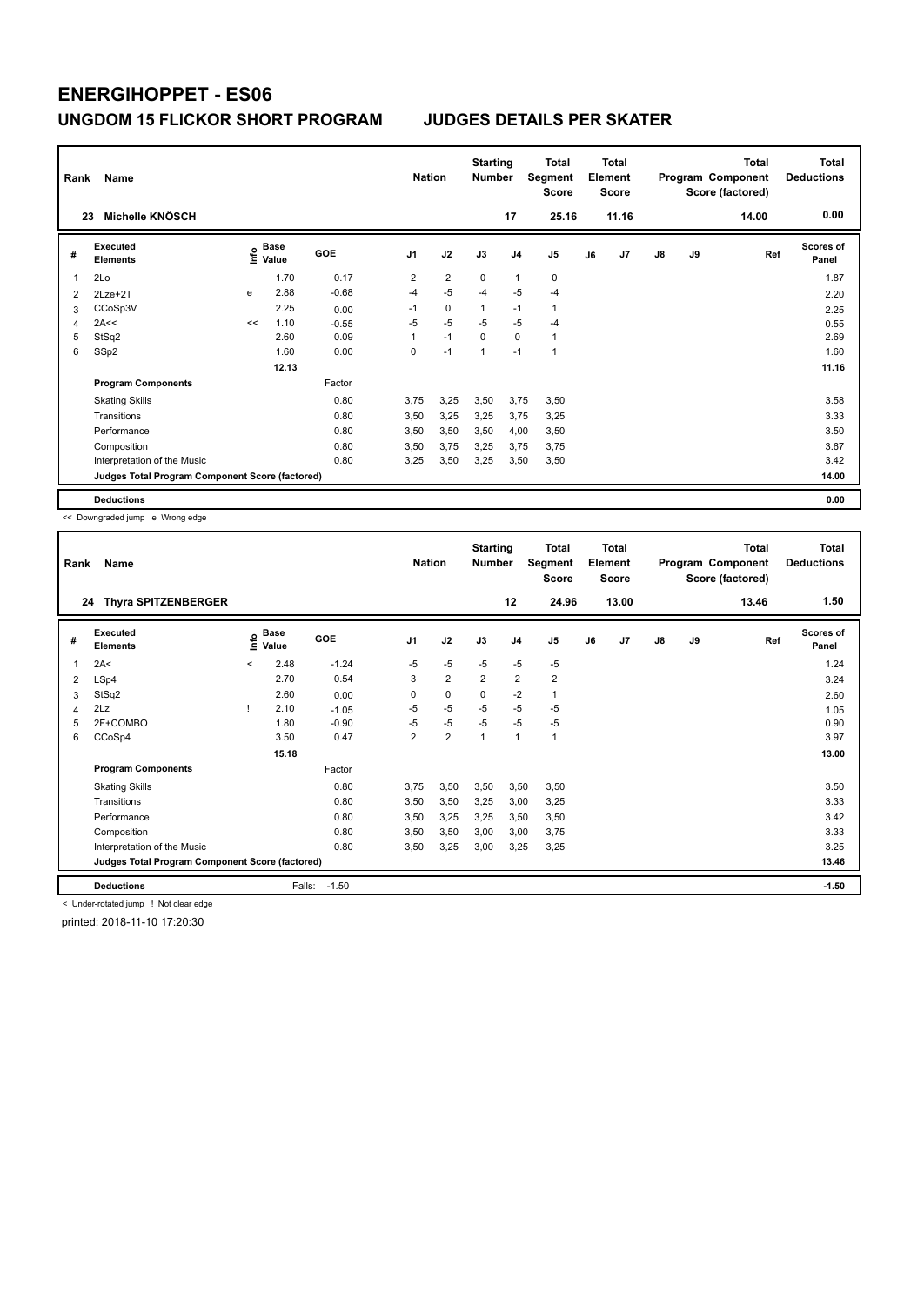# ENERGIHOPPET - ES06

## UNGDOM 15 FLICKOR SHORT PROGRAM JUDGES DETAILS PER SKATER

| Rank | Name | Nation | Starting Number | Total Segment Score | Total Element Score | Total Program Component Score (factored) | Total Deductions |
|---|---|---|---|---|---|---|---|
| 23 | Michelle KNÖSCH | | 17 | 25.16 | 11.16 | 14.00 | 0.00 |

| # | Executed Elements | Info | Base Value | GOE | J1 | J2 | J3 | J4 | J5 | J6 | J7 | J8 | J9 | Ref | Scores of Panel |
|---|---|---|---|---|---|---|---|---|---|---|---|---|---|---|---|
| 1 | 2Lo | | 1.70 | 0.17 | 2 | 2 | 0 | 1 | 0 | | | | | | 1.87 |
| 2 | 2Lze+2T | e | 2.88 | -0.68 | -4 | -5 | -4 | -5 | -4 | | | | | | 2.20 |
| 3 | CCoSp3V | | 2.25 | 0.00 | -1 | 0 | 1 | -1 | 1 | | | | | | 2.25 |
| 4 | 2A<< | << | 1.10 | -0.55 | -5 | -5 | -5 | -5 | -4 | | | | | | 0.55 |
| 5 | StSq2 | | 2.60 | 0.09 | 1 | -1 | 0 | 0 | 1 | | | | | | 2.69 |
| 6 | SSp2 | | 1.60 | 0.00 | 0 | -1 | 1 | -1 | 1 | | | | | | 1.60 |
| | | | 12.13 | | | | | | | | | | | | 11.16 |
| | **Program Components** | | | Factor | | | | | | | | | | | |
| | Skating Skills | | | 0.80 | 3,75 | 3,25 | 3,50 | 3,75 | 3,50 | | | | | | 3.58 |
| | Transitions | | | 0.80 | 3,50 | 3,25 | 3,25 | 3,75 | 3,25 | | | | | | 3.33 |
| | Performance | | | 0.80 | 3,50 | 3,50 | 3,50 | 4,00 | 3,50 | | | | | | 3.50 |
| | Composition | | | 0.80 | 3,50 | 3,75 | 3,25 | 3,75 | 3,75 | | | | | | 3.67 |
| | Interpretation of the Music | | | 0.80 | 3,25 | 3,50 | 3,25 | 3,50 | 3,50 | | | | | | 3.42 |
| | **Judges Total Program Component Score (factored)** | | | | | | | | | | | | | | 14.00 |
| | **Deductions** | | | | | | | | | | | | | | 0.00 |

<< Downgraded jump e Wrong edge

| Rank | Name | Nation | Starting Number | Total Segment Score | Total Element Score | Total Program Component Score (factored) | Total Deductions |
|---|---|---|---|---|---|---|---|
| 24 | Thyra SPITZENBERGER | | 12 | 24.96 | 13.00 | 13.46 | 1.50 |

| # | Executed Elements | Info | Base Value | GOE | J1 | J2 | J3 | J4 | J5 | J6 | J7 | J8 | J9 | Ref | Scores of Panel |
|---|---|---|---|---|---|---|---|---|---|---|---|---|---|---|---|
| 1 | 2A< | < | 2.48 | -1.24 | -5 | -5 | -5 | -5 | -5 | | | | | | 1.24 |
| 2 | LSp4 | | 2.70 | 0.54 | 3 | 2 | 2 | 2 | 2 | | | | | | 3.24 |
| 3 | StSq2 | | 2.60 | 0.00 | 0 | 0 | 0 | -2 | 1 | | | | | | 2.60 |
| 4 | 2Lz | ! | 2.10 | -1.05 | -5 | -5 | -5 | -5 | -5 | | | | | | 1.05 |
| 5 | 2F+COMBO | | 1.80 | -0.90 | -5 | -5 | -5 | -5 | -5 | | | | | | 0.90 |
| 6 | CCoSp4 | | 3.50 | 0.47 | 2 | 2 | 1 | 1 | 1 | | | | | | 3.97 |
| | | | 15.18 | | | | | | | | | | | | 13.00 |
| | **Program Components** | | | Factor | | | | | | | | | | | |
| | Skating Skills | | | 0.80 | 3,75 | 3,50 | 3,50 | 3,50 | 3,50 | | | | | | 3.50 |
| | Transitions | | | 0.80 | 3,50 | 3,50 | 3,25 | 3,00 | 3,25 | | | | | | 3.33 |
| | Performance | | | 0.80 | 3,50 | 3,25 | 3,25 | 3,50 | 3,50 | | | | | | 3.42 |
| | Composition | | | 0.80 | 3,50 | 3,50 | 3,00 | 3,00 | 3,75 | | | | | | 3.33 |
| | Interpretation of the Music | | | 0.80 | 3,50 | 3,25 | 3,00 | 3,25 | 3,25 | | | | | | 3.25 |
| | **Judges Total Program Component Score (factored)** | | | | | | | | | | | | | | 13.46 |
| | **Deductions** | | Falls: | -1.50 | | | | | | | | | | | -1.50 |

< Under-rotated jump ! Not clear edge

printed: 2018-11-10 17:20:30